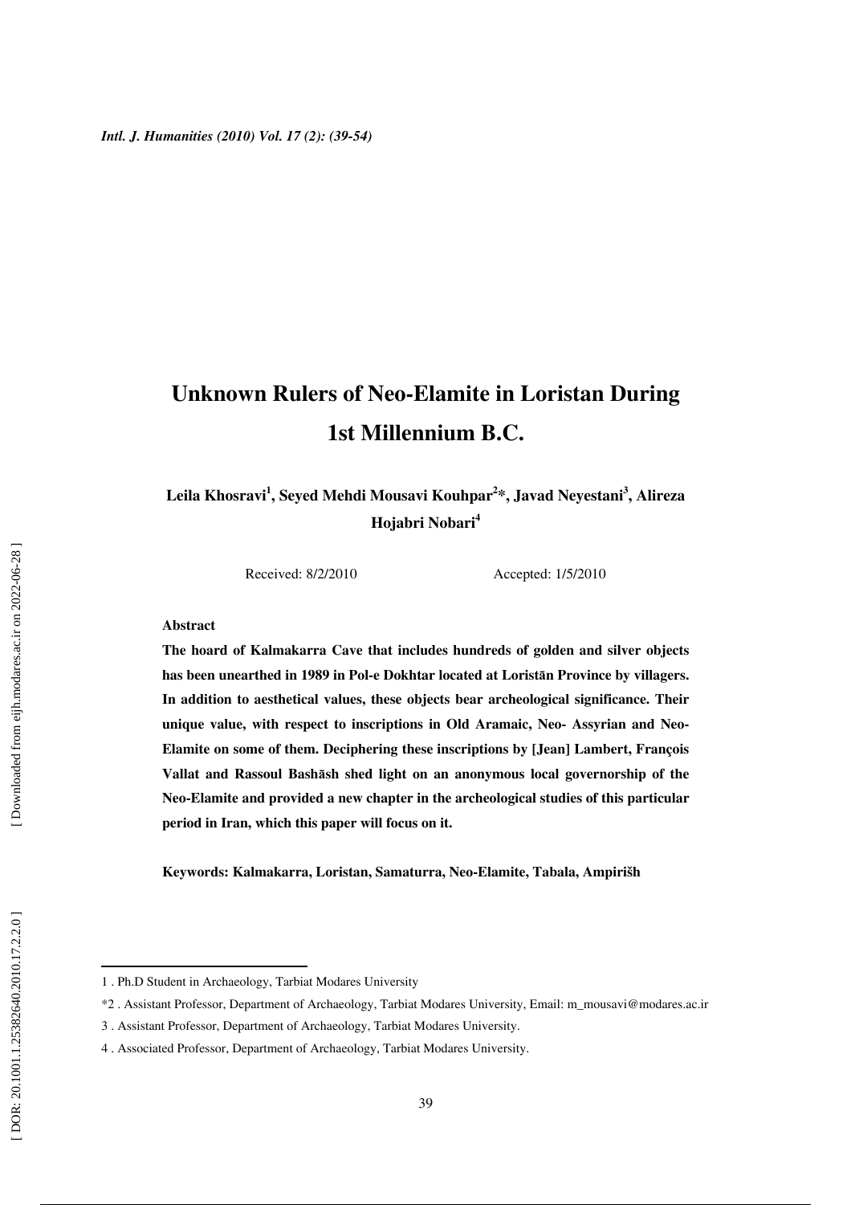# Unknown Rulers of Neo-Elamite in Loristan During 1st Millennium B.C.

**Leila Khosravi[1], Seyed Mehdi Mousavi Kouhpar[2]*, Javad Neyestani[3], Alireza Hojabri Nobari[4]**

Received: 8/2/2010 Accepted: 1/5/2010

**Abstract**

**The hoard of Kalmakarra Cave that includes hundreds of golden and silver objects has been unearthed in 1989 in Pol-e Dokhtar located at Loristān Province by villagers. In addition to aesthetical values, these objects bear archeological significance. Their unique value, with respect to inscriptions in Old Aramaic, Neo- Assyrian and Neo-Elamite on some of them. Deciphering these inscriptions by [Jean] Lambert, François Vallat and Rassoul Bashāsh shed light on an anonymous local governorship of the Neo-Elamite and provided a new chapter in the archeological studies of this particular period in Iran, which this paper will focus on it.**

**Keywords: Kalmakarra, Loristan, Samaturra, Neo-Elamite, Tabala, Ampirišh**

---

1 . Ph.D Student in Archaeology, Tarbiat Modares University

*2 . Assistant Professor, Department of Archaeology, Tarbiat Modares University, Email: m_mousavi@modares.ac.ir

3 . Assistant Professor, Department of Archaeology, Tarbiat Modares University.

4 . Associated Professor, Department of Archaeology, Tarbiat Modares University.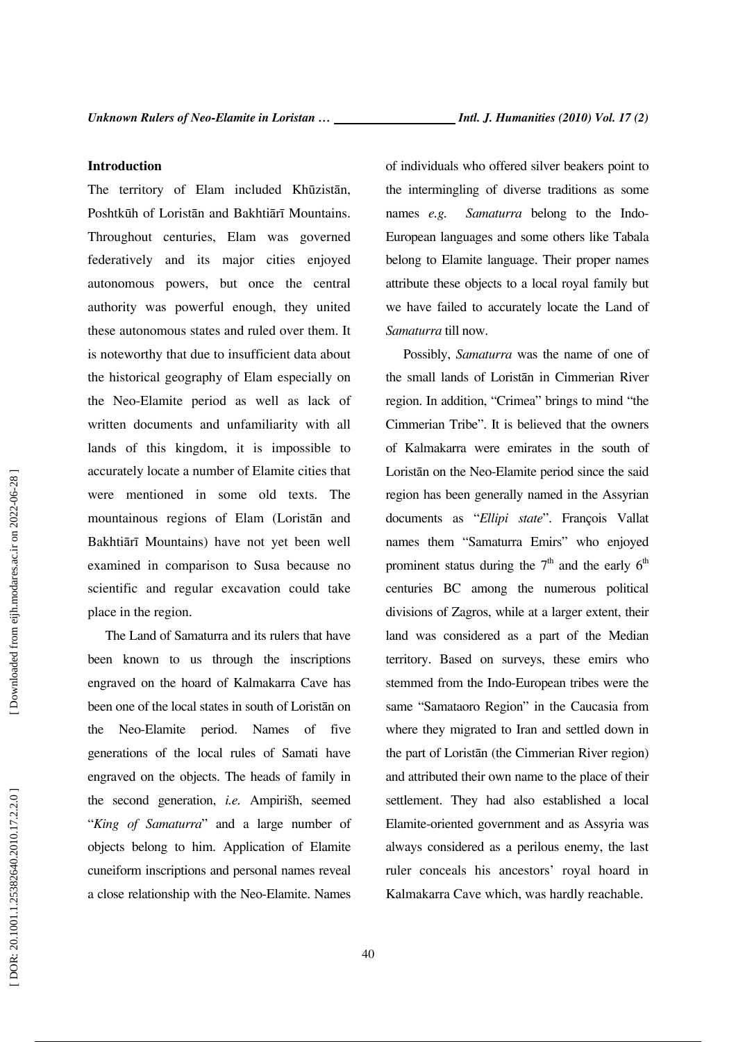## Introduction

The territory of Elam included Khūzistān, Poshtkūh of Loristān and Bakhtiārī Mountains. Throughout centuries, Elam was governed federatively and its major cities enjoyed autonomous powers, but once the central authority was powerful enough, they united these autonomous states and ruled over them. It is noteworthy that due to insufficient data about the historical geography of Elam especially on the Neo-Elamite period as well as lack of written documents and unfamiliarity with all lands of this kingdom, it is impossible to accurately locate a number of Elamite cities that were mentioned in some old texts. The mountainous regions of Elam (Loristān and Bakhtiārī Mountains) have not yet been well examined in comparison to Susa because no scientific and regular excavation could take place in the region.

The Land of Samaturra and its rulers that have been known to us through the inscriptions engraved on the hoard of Kalmakarra Cave has been one of the local states in south of Loristān on the Neo-Elamite period. Names of five generations of the local rules of Samati have engraved on the objects. The heads of family in the second generation, *i.e.* Ampiriš, seemed "*King of Samaturra*" and a large number of objects belong to him. Application of Elamite cuneiform inscriptions and personal names reveal a close relationship with the Neo-Elamite. Names of individuals who offered silver beakers point to the intermingling of diverse traditions as some names *e.g.* *Samaturra* belong to the Indo-European languages and some others like Tabala belong to Elamite language. Their proper names attribute these objects to a local royal family but we have failed to accurately locate the Land of *Samaturra* till now.

Possibly, *Samaturra* was the name of one of the small lands of Loristān in Cimmerian River region. In addition, "Crimea" brings to mind "the Cimmerian Tribe". It is believed that the owners of Kalmakarra were emirates in the south of Loristān on the Neo-Elamite period since the said region has been generally named in the Assyrian documents as "*Ellipi state*". François Vallat names them "Samaturra Emirs" who enjoyed prominent status during the 7th and the early 6th centuries BC among the numerous political divisions of Zagros, while at a larger extent, their land was considered as a part of the Median territory. Based on surveys, these emirs who stemmed from the Indo-European tribes were the same "Samataoro Region" in the Caucasia from where they migrated to Iran and settled down in the part of Loristān (the Cimmerian River region) and attributed their own name to the place of their settlement. They had also established a local Elamite-oriented government and as Assyria was always considered as a perilous enemy, the last ruler conceals his ancestors' royal hoard in Kalmakarra Cave which, was hardly reachable.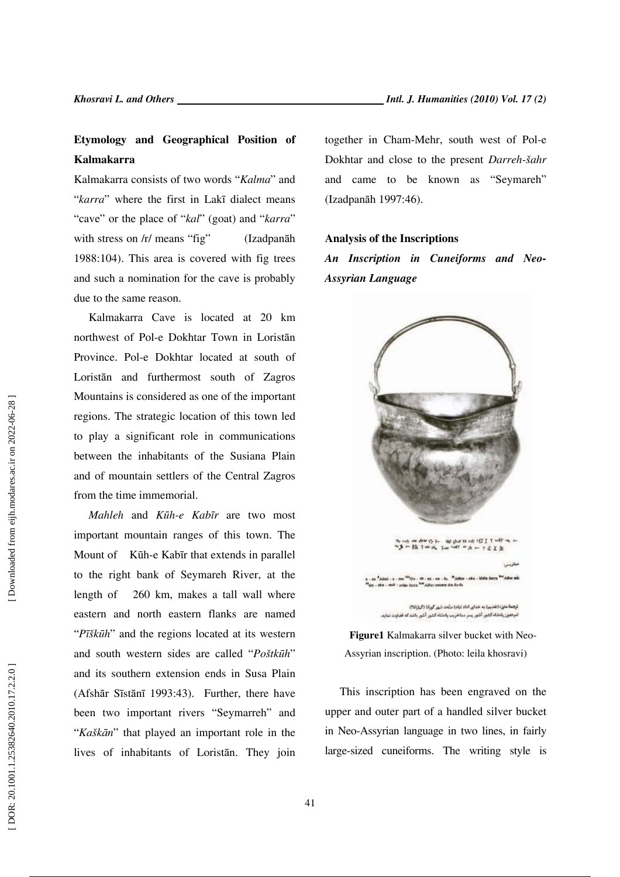## Etymology and Geographical Position of Kalmakarra

Kalmakarra consists of two words "*Kalma*" and "*karra*" where the first in Lakī dialect means "cave" or the place of "*kal*" (goat) and "*karra*" with stress on /r/ means "fig" (Izadpanāh 1988:104). This area is covered with fig trees and such a nomination for the cave is probably due to the same reason.

Kalmakarra Cave is located at 20 km northwest of Pol-e Dokhtar Town in Loristān Province. Pol-e Dokhtar located at south of Loristān and furthermost south of Zagros Mountains is considered as one of the important regions. The strategic location of this town led to play a significant role in communications between the inhabitants of the Susiana Plain and of mountain settlers of the Central Zagros from the time immemorial.

*Mahleh* and *Kūh-e Kabīr* are two most important mountain ranges of this town. The Mount of Kūh-e Kabīr that extends in parallel to the right bank of Seymareh River, at the length of 260 km, makes a tall wall where eastern and north eastern flanks are named "*Pīškūh*" and the regions located at its western and south western sides are called "*Poštkūh*" and its southern extension ends in Susa Plain (Afshār Sīstānī 1993:43). Further, there have been two important rivers "Seymarreh" and "*Kaškān*" that played an important role in the lives of inhabitants of Loristān. They join together in Cham-Mehr, south west of Pol-e Dokhtar and close to the present *Darreh-šahr* and came to be known as "Seymareh" (Izadpanāh 1997:46).

## Analysis of the Inscriptions

### *An Inscription in Cuneiforms and Neo-Assyrian Language*

**Figure1** Kalmakarra silver bucket with Neo-Assyrian inscription. (Photo: leila khosravi)

This inscription has been engraved on the upper and outer part of a handled silver bucket in Neo-Assyrian language in two lines, in fairly large-sized cuneiforms. The writing style is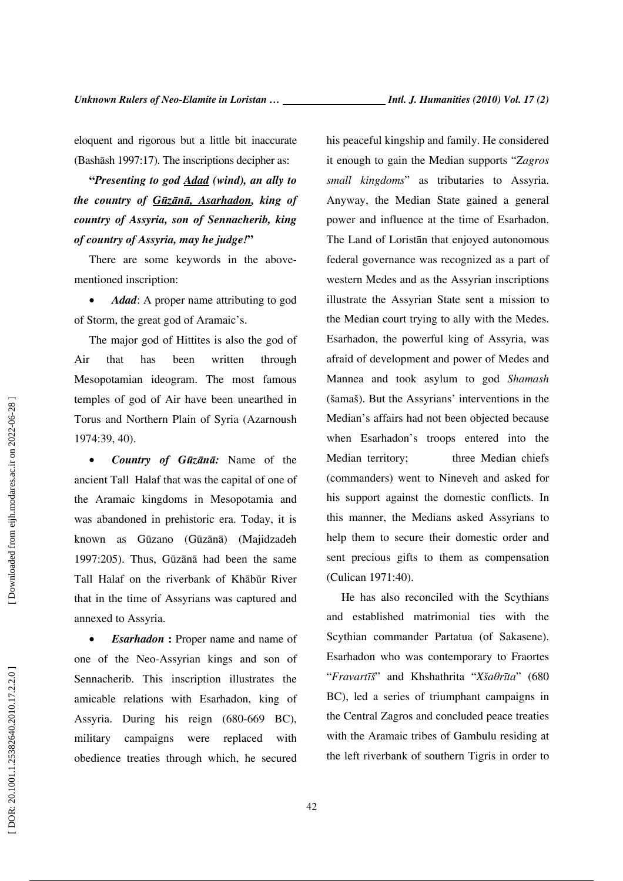eloquent and rigorous but a little bit inaccurate (Bashāsh 1997:17). The inscriptions decipher as:

***"Presenting to god <u>Adad</u> (wind), an ally to the country of <u>Gūzānā, Asarhadon</u>, king of country of Assyria, son of Sennacherib, king of country of Assyria, may he judge!"***

There are some keywords in the above-mentioned inscription:

- ***Adad***: A proper name attributing to god of Storm, the great god of Aramaic's.

The major god of Hittites is also the god of Air that has been written through Mesopotamian ideogram. The most famous temples of god of Air have been unearthed in Torus and Northern Plain of Syria (Azarnoush 1974:39, 40).

- ***Country of Gūzānā:*** Name of the ancient Tall Halaf that was the capital of one of the Aramaic kingdoms in Mesopotamia and was abandoned in prehistoric era. Today, it is known as Gūzano (Gūzānā) (Majidzadeh 1997:205). Thus, Gūzānā had been the same Tall Halaf on the riverbank of Khābūr River that in the time of Assyrians was captured and annexed to Assyria.

- ***Esarhadon*** **:** Proper name and name of one of the Neo-Assyrian kings and son of Sennacherib. This inscription illustrates the amicable relations with Esarhadon, king of Assyria. During his reign (680-669 BC), military campaigns were replaced with obedience treaties through which, he secured his peaceful kingship and family. He considered it enough to gain the Median supports "*Zagros small kingdoms*" as tributaries to Assyria. Anyway, the Median State gained a general power and influence at the time of Esarhadon. The Land of Loristān that enjoyed autonomous federal governance was recognized as a part of western Medes and as the Assyrian inscriptions illustrate the Assyrian State sent a mission to the Median court trying to ally with the Medes. Esarhadon, the powerful king of Assyria, was afraid of development and power of Medes and Mannea and took asylum to god *Shamash* (šamaš). But the Assyrians' interventions in the Median's affairs had not been objected because when Esarhadon's troops entered into the Median territory; three Median chiefs (commanders) went to Nineveh and asked for his support against the domestic conflicts. In this manner, the Medians asked Assyrians to help them to secure their domestic order and sent precious gifts to them as compensation (Culican 1971:40).

He has also reconciled with the Scythians and established matrimonial ties with the Scythian commander Partatua (of Sakasene). Esarhadon who was contemporary to Fraortes "*Fravartīš*" and Khshathrita "*Xšaθrīta*" (680 BC), led a series of triumphant campaigns in the Central Zagros and concluded peace treaties with the Aramaic tribes of Gambulu residing at the left riverbank of southern Tigris in order to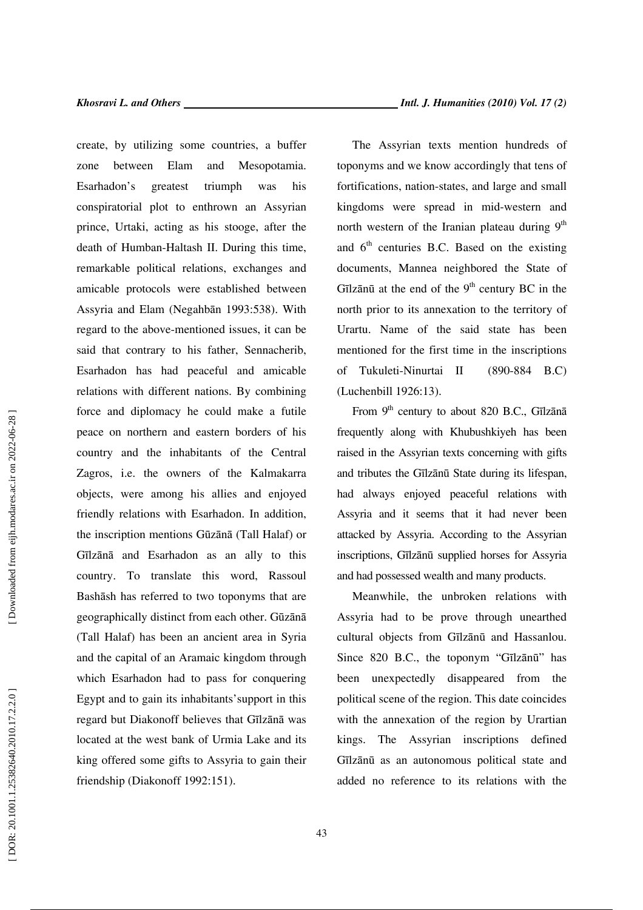create, by utilizing some countries, a buffer zone between Elam and Mesopotamia. Esarhadon's greatest triumph was his conspiratorial plot to enthrown an Assyrian prince, Urtaki, acting as his stooge, after the death of Humban-Haltash II. During this time, remarkable political relations, exchanges and amicable protocols were established between Assyria and Elam (Negahbān 1993:538). With regard to the above-mentioned issues, it can be said that contrary to his father, Sennacherib, Esarhadon has had peaceful and amicable relations with different nations. By combining force and diplomacy he could make a futile peace on northern and eastern borders of his country and the inhabitants of the Central Zagros, i.e. the owners of the Kalmakarra objects, were among his allies and enjoyed friendly relations with Esarhadon. In addition, the inscription mentions Gūzānā (Tall Halaf) or Gīlzānā and Esarhadon as an ally to this country. To translate this word, Rassoul Bashāsh has referred to two toponyms that are geographically distinct from each other. Gūzānā (Tall Halaf) has been an ancient area in Syria and the capital of an Aramaic kingdom through which Esarhadon had to pass for conquering Egypt and to gain its inhabitants'support in this regard but Diakonoff believes that Gīlzānā was located at the west bank of Urmia Lake and its king offered some gifts to Assyria to gain their friendship (Diakonoff 1992:151).

The Assyrian texts mention hundreds of toponyms and we know accordingly that tens of fortifications, nation-states, and large and small kingdoms were spread in mid-western and north western of the Iranian plateau during 9th and 6th centuries B.C. Based on the existing documents, Mannea neighbored the State of Gīlzānū at the end of the 9th century BC in the north prior to its annexation to the territory of Urartu. Name of the said state has been mentioned for the first time in the inscriptions of Tukuleti-Ninurtai II (890-884 B.C) (Luchenbill 1926:13).

From 9th century to about 820 B.C., Gīlzānā frequently along with Khubushkiyeh has been raised in the Assyrian texts concerning with gifts and tributes the Gīlzānū State during its lifespan, had always enjoyed peaceful relations with Assyria and it seems that it had never been attacked by Assyria. According to the Assyrian inscriptions, Gīlzānū supplied horses for Assyria and had possessed wealth and many products.

Meanwhile, the unbroken relations with Assyria had to be prove through unearthed cultural objects from Gīlzānū and Hassanlou. Since 820 B.C., the toponym "Gīlzānū" has been unexpectedly disappeared from the political scene of the region. This date coincides with the annexation of the region by Urartian kings. The Assyrian inscriptions defined Gīlzānū as an autonomous political state and added no reference to its relations with the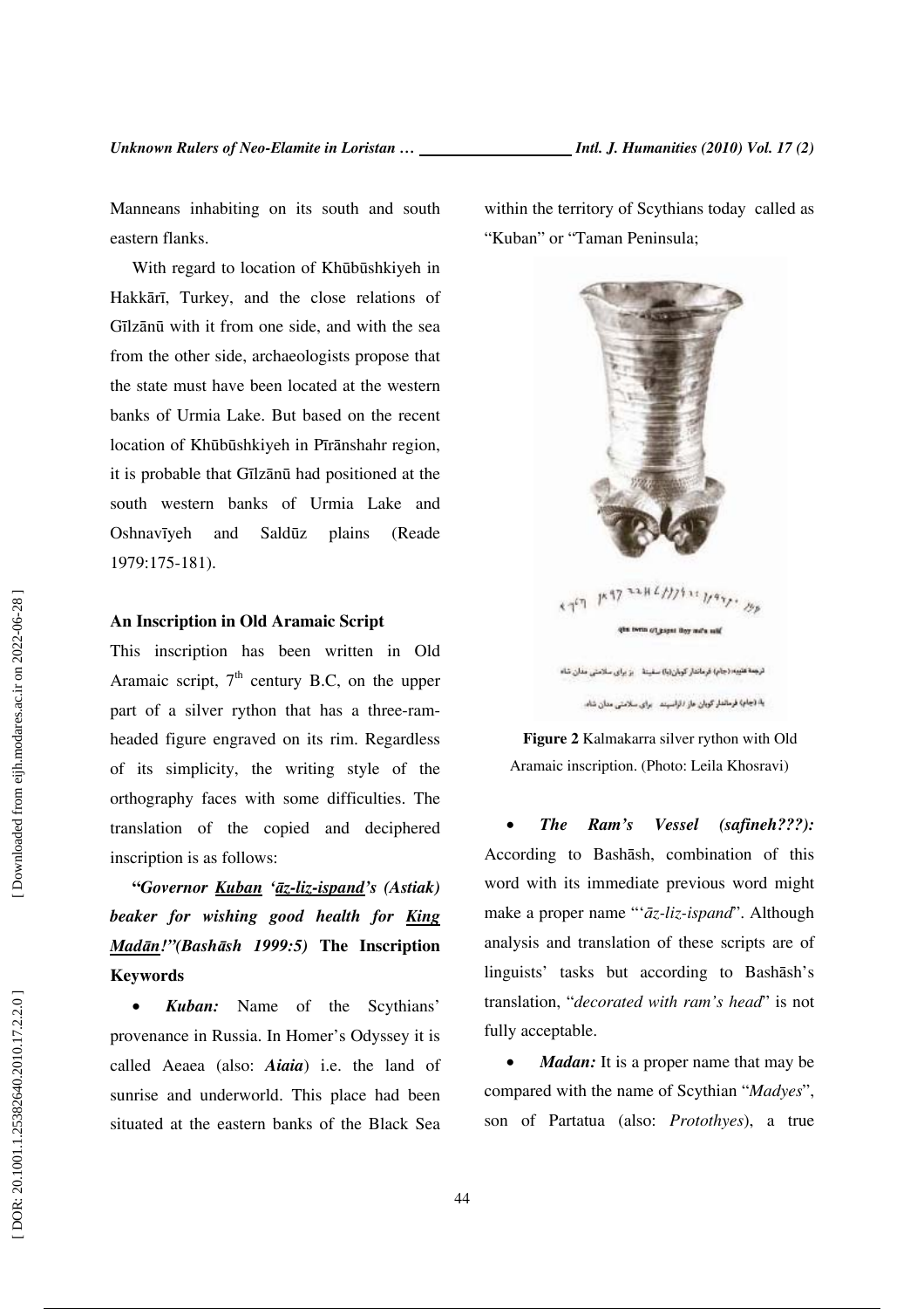Manneans inhabiting on its south and south eastern flanks.

With regard to location of Khūbūshkiyeh in Hakkārī, Turkey, and the close relations of Gīlzānū with it from one side, and with the sea from the other side, archaeologists propose that the state must have been located at the western banks of Urmia Lake. But based on the recent location of Khūbūshkiyeh in Pīrānshahr region, it is probable that Gīlzānū had positioned at the south western banks of Urmia Lake and Oshnavīyeh and Saldūz plains (Reade 1979:175-181).

### An Inscription in Old Aramaic Script

This inscription has been written in Old Aramaic script, 7[th] century B.C, on the upper part of a silver rython that has a three-ram-headed figure engraved on its rim. Regardless of its simplicity, the writing style of the orthography faces with some difficulties. The translation of the copied and deciphered inscription is as follows:

***"Governor <u>Kuban</u> '<u>āz-liz-ispand</u>'s (Astiak) beaker for wishing good health for <u>King Madān</u>!"(Bashāsh 1999:5)*** **The Inscription Keywords**

- ***Kuban:*** Name of the Scythians' provenance in Russia. In Homer's Odyssey it is called Aeaea (also: ***Aiaia***) i.e. the land of sunrise and underworld. This place had been situated at the eastern banks of the Black Sea within the territory of Scythians today called as "Kuban" or "Taman Peninsula;

**Figure 2** Kalmakarra silver rython with Old Aramaic inscription. (Photo: Leila Khosravi)

- ***The Ram's Vessel (safineh???):*** According to Bashāsh, combination of this word with its immediate previous word might make a proper name "'*āz-liz-ispand*". Although analysis and translation of these scripts are of linguists' tasks but according to Bashāsh's translation, "*decorated with ram's head*" is not fully acceptable.

- ***Madan:*** It is a proper name that may be compared with the name of Scythian "*Madyes*", son of Partatua (also: *Protothyes*), a true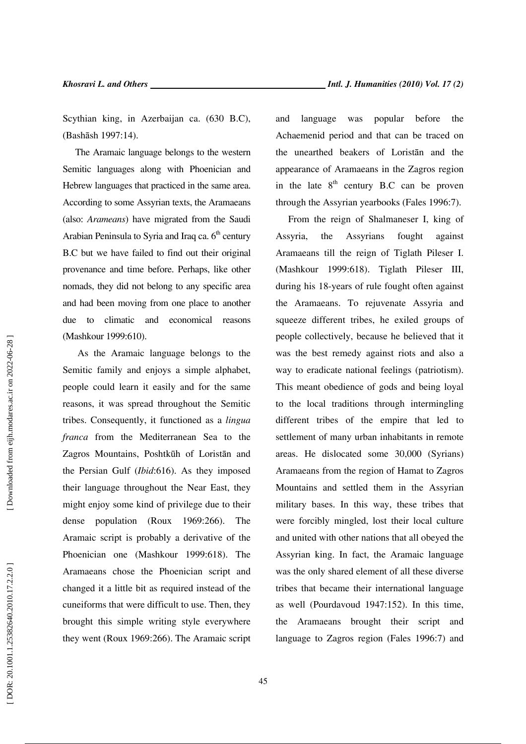Scythian king, in Azerbaijan ca. (630 B.C), (Bashāsh 1997:14).

The Aramaic language belongs to the western Semitic languages along with Phoenician and Hebrew languages that practiced in the same area. According to some Assyrian texts, the Aramaeans (also: *Arameans*) have migrated from the Saudi Arabian Peninsula to Syria and Iraq ca. 6th century B.C but we have failed to find out their original provenance and time before. Perhaps, like other nomads, they did not belong to any specific area and had been moving from one place to another due to climatic and economical reasons (Mashkour 1999:610).

As the Aramaic language belongs to the Semitic family and enjoys a simple alphabet, people could learn it easily and for the same reasons, it was spread throughout the Semitic tribes. Consequently, it functioned as a *lingua franca* from the Mediterranean Sea to the Zagros Mountains, Poshtkūh of Loristān and the Persian Gulf (*Ibid*:616). As they imposed their language throughout the Near East, they might enjoy some kind of privilege due to their dense population (Roux 1969:266). The Aramaic script is probably a derivative of the Phoenician one (Mashkour 1999:618). The Aramaeans chose the Phoenician script and changed it a little bit as required instead of the cuneiforms that were difficult to use. Then, they brought this simple writing style everywhere they went (Roux 1969:266). The Aramaic script and language was popular before the Achaemenid period and that can be traced on the unearthed beakers of Loristān and the appearance of Aramaeans in the Zagros region in the late 8th century B.C can be proven through the Assyrian yearbooks (Fales 1996:7).

From the reign of Shalmaneser I, king of Assyria, the Assyrians fought against Aramaeans till the reign of Tiglath Pileser I. (Mashkour 1999:618). Tiglath Pileser III, during his 18-years of rule fought often against the Aramaeans. To rejuvenate Assyria and squeeze different tribes, he exiled groups of people collectively, because he believed that it was the best remedy against riots and also a way to eradicate national feelings (patriotism). This meant obedience of gods and being loyal to the local traditions through intermingling different tribes of the empire that led to settlement of many urban inhabitants in remote areas. He dislocated some 30,000 (Syrians) Aramaeans from the region of Hamat to Zagros Mountains and settled them in the Assyrian military bases. In this way, these tribes that were forcibly mingled, lost their local culture and united with other nations that all obeyed the Assyrian king. In fact, the Aramaic language was the only shared element of all these diverse tribes that became their international language as well (Pourdavoud 1947:152). In this time, the Aramaeans brought their script and language to Zagros region (Fales 1996:7) and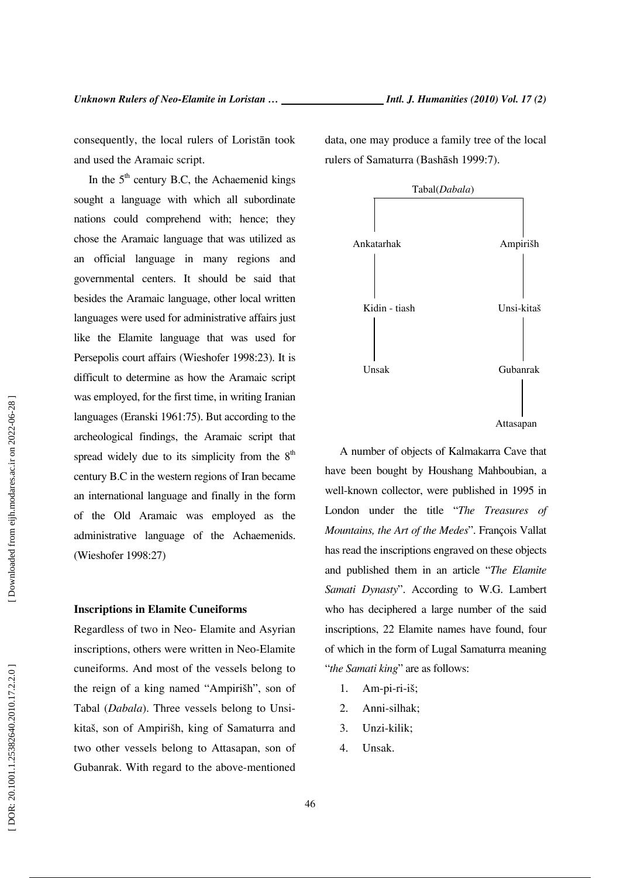consequently, the local rulers of Loristān took and used the Aramaic script.

In the 5th century B.C, the Achaemenid kings sought a language with which all subordinate nations could comprehend with; hence; they chose the Aramaic language that was utilized as an official language in many regions and governmental centers. It should be said that besides the Aramaic language, other local written languages were used for administrative affairs just like the Elamite language that was used for Persepolis court affairs (Wieshofer 1998:23). It is difficult to determine as how the Aramaic script was employed, for the first time, in writing Iranian languages (Eranski 1961:75). But according to the archeological findings, the Aramaic script that spread widely due to its simplicity from the 8th century B.C in the western regions of Iran became an international language and finally in the form of the Old Aramaic was employed as the administrative language of the Achaemenids. (Wieshofer 1998:27)

### Inscriptions in Elamite Cuneiforms

Regardless of two in Neo- Elamite and Asyrian inscriptions, others were written in Neo-Elamite cuneiforms. And most of the vessels belong to the reign of a king named "Ampirišh", son of Tabal (*Dabala*). Three vessels belong to Unsi-kitaš, son of Ampirišh, king of Samaturra and two other vessels belong to Attasapan, son of Gubanrak. With regard to the above-mentioned data, one may produce a family tree of the local rulers of Samaturra (Bashāsh 1999:7).

```
                Tabal(Dabala)
          ┌───────────┴───────────┐
     Ankatarhak               Ampirišh
          │                       │
    Kidin - tiash             Unsi-kitaš
          │                       │
        Unsak                 Gubanrak
                                  │
                              Attasapan
```

A number of objects of Kalmakarra Cave that have been bought by Houshang Mahboubian, a well-known collector, were published in 1995 in London under the title "*The Treasures of Mountains, the Art of the Medes*". François Vallat has read the inscriptions engraved on these objects and published them in an article "*The Elamite Samati Dynasty*". According to W.G. Lambert who has deciphered a large number of the said inscriptions, 22 Elamite names have found, four of which in the form of Lugal Samaturra meaning "*the Samati king*" are as follows:

1. Am-pi-ri-iš;
2. Anni-silhak;
3. Unzi-kilik;
4. Unsak.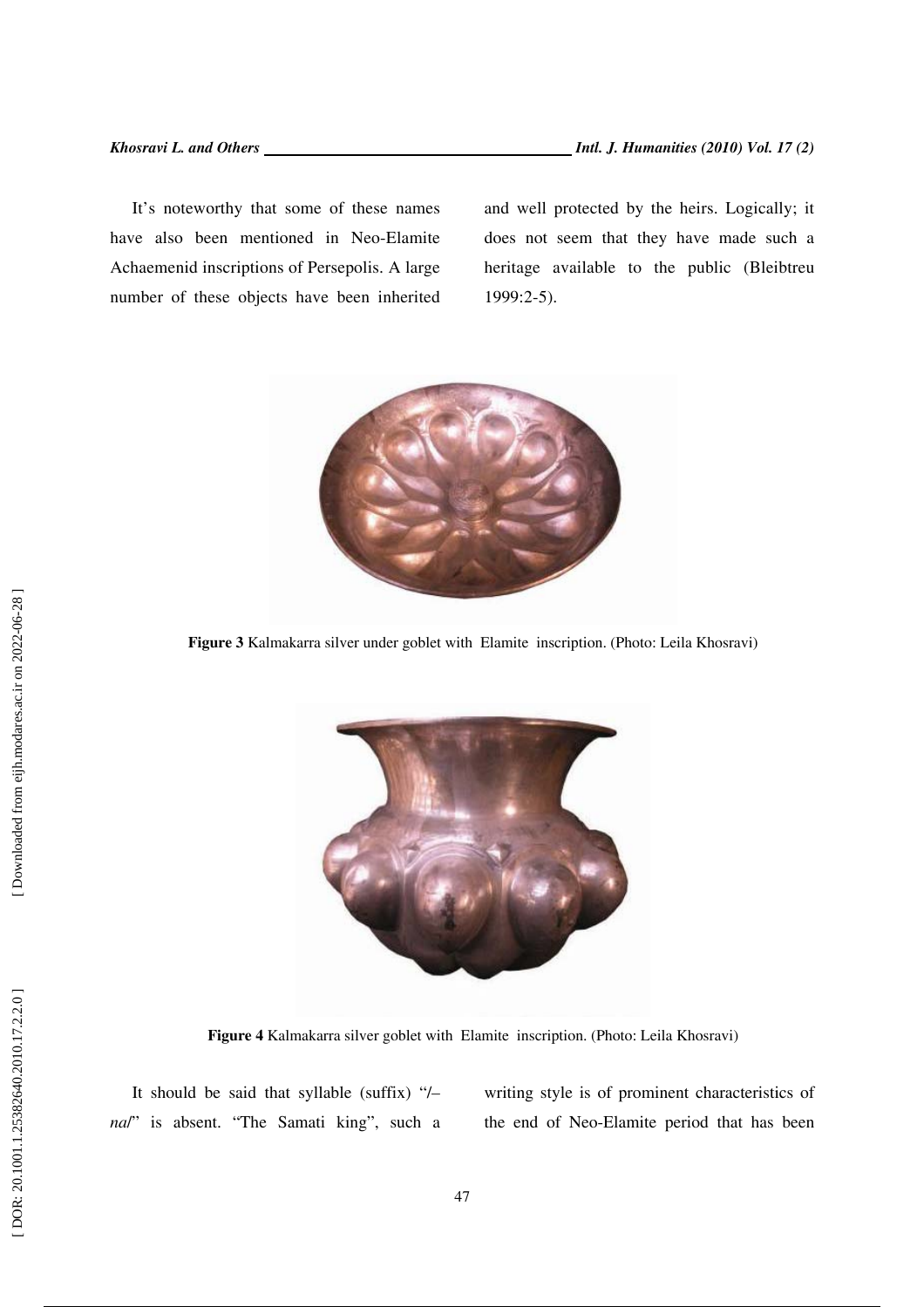It's noteworthy that some of these names have also been mentioned in Neo-Elamite Achaemenid inscriptions of Persepolis. A large number of these objects have been inherited and well protected by the heirs. Logically; it does not seem that they have made such a heritage available to the public (Bleibtreu 1999:2-5).

**Figure 3** Kalmakarra silver under goblet with Elamite inscription. (Photo: Leila Khosravi)

**Figure 4** Kalmakarra silver goblet with Elamite inscription. (Photo: Leila Khosravi)

It should be said that syllable (suffix) "/–*na*/" is absent. "The Samati king", such a writing style is of prominent characteristics of the end of Neo-Elamite period that has been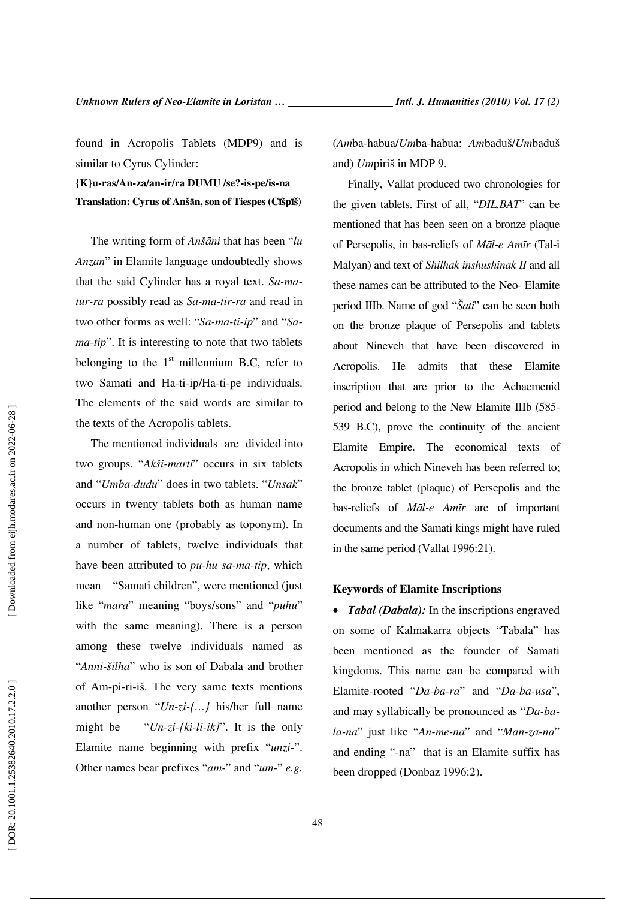found in Acropolis Tablets (MDP9) and is similar to Cyrus Cylinder:

**{K}u-ras/An-za/an-ir/ra DUMU /se?-is-pe/is-na**

**Translation: Cyrus of Anšān, son of Tiespes (Čīšpīš)**

The writing form of *Anšāni* that has been "*lu Anzan*" in Elamite language undoubtedly shows that the said Cylinder has a royal text. *Sa-ma-tur-ra* possibly read as *Sa-ma-tir-ra* and read in two other forms as well: "*Sa-ma-ti-ip*" and "*Sa-ma-tip*". It is interesting to note that two tablets belonging to the 1st millennium B.C, refer to two Samati and Ha-ti-ip/Ha-ti-pe individuals. The elements of the said words are similar to the texts of the Acropolis tablets.

The mentioned individuals are divided into two groups. "*Akši-marti*" occurs in six tablets and "*Umba-dudu*" does in two tablets. "*Unsak*" occurs in twenty tablets both as human name and non-human one (probably as toponym). In a number of tablets, twelve individuals that have been attributed to *pu-hu sa-ma-tip*, which mean "Samati children", were mentioned (just like "*mara*" meaning "boys/sons" and "*puhu*" with the same meaning). There is a person among these twelve individuals named as "*Anni-šilha*" who is son of Dabala and brother of Am-pi-ri-iš. The very same texts mentions another person "*Un-zi-{…}* his/her full name might be "*Un-zi-{ki-li-ik}*". It is the only Elamite name beginning with prefix "*unzi-*". Other names bear prefixes "*am-*" and "*um-*" *e.g.* (*Am*ba-habua/*Um*ba-habua: *Am*baduš/*Um*baduš and) *Um*piriš in MDP 9.

Finally, Vallat produced two chronologies for the given tablets. First of all, "*DIL.BAT*" can be mentioned that has been seen on a bronze plaque of Persepolis, in bas-reliefs of *Māl-e Amīr* (Tal-i Malyan) and text of *Shilhak inshushinak II* and all these names can be attributed to the Neo- Elamite period IIIb. Name of god "*Šati*" can be seen both on the bronze plaque of Persepolis and tablets about Nineveh that have been discovered in Acropolis. He admits that these Elamite inscription that are prior to the Achaemenid period and belong to the New Elamite IIIb (585-539 B.C), prove the continuity of the ancient Elamite Empire. The economical texts of Acropolis in which Nineveh has been referred to; the bronze tablet (plaque) of Persepolis and the bas-reliefs of *Māl-e Amīr* are of important documents and the Samati kings might have ruled in the same period (Vallat 1996:21).

### Keywords of Elamite Inscriptions

- ***Tabal (Dabala):*** In the inscriptions engraved on some of Kalmakarra objects "Tabala" has been mentioned as the founder of Samati kingdoms. This name can be compared with Elamite-rooted "*Da-ba-ra*" and "*Da-ba-usa*", and may syllabically be pronounced as "*Da-ba-la-na*" just like "*An-me-na*" and "*Man-za-na*" and ending "-na" that is an Elamite suffix has been dropped (Donbaz 1996:2).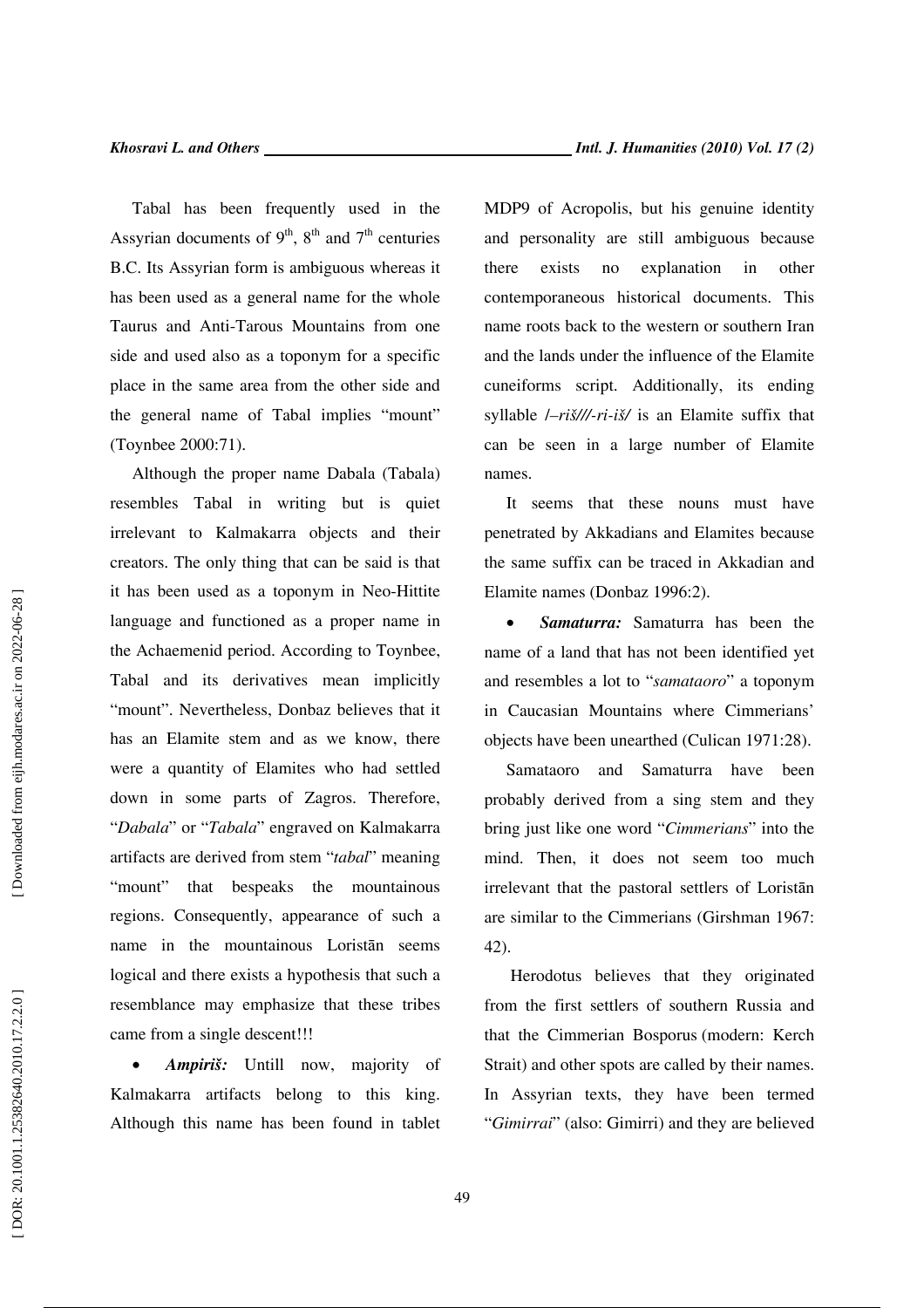Tabal has been frequently used in the Assyrian documents of 9th, 8th and 7th centuries B.C. Its Assyrian form is ambiguous whereas it has been used as a general name for the whole Taurus and Anti-Tarous Mountains from one side and used also as a toponym for a specific place in the same area from the other side and the general name of Tabal implies "mount" (Toynbee 2000:71).

Although the proper name Dabala (Tabala) resembles Tabal in writing but is quiet irrelevant to Kalmakarra objects and their creators. The only thing that can be said is that it has been used as a toponym in Neo-Hittite language and functioned as a proper name in the Achaemenid period. According to Toynbee, Tabal and its derivatives mean implicitly "mount". Nevertheless, Donbaz believes that it has an Elamite stem and as we know, there were a quantity of Elamites who had settled down in some parts of Zagros. Therefore, "*Dabala*" or "*Tabala*" engraved on Kalmakarra artifacts are derived from stem "*tabal*" meaning "mount" that bespeaks the mountainous regions. Consequently, appearance of such a name in the mountainous Loristān seems logical and there exists a hypothesis that such a resemblance may emphasize that these tribes came from a single descent!!!

- ***Ampiriš:*** Untill now, majority of Kalmakarra artifacts belong to this king. Although this name has been found in tablet MDP9 of Acropolis, but his genuine identity and personality are still ambiguous because there exists no explanation in other contemporaneous historical documents. This name roots back to the western or southern Iran and the lands under the influence of the Elamite cuneiforms script. Additionally, its ending syllable /*–riš///-ri-iš*/ is an Elamite suffix that can be seen in a large number of Elamite names.

It seems that these nouns must have penetrated by Akkadians and Elamites because the same suffix can be traced in Akkadian and Elamite names (Donbaz 1996:2).

- ***Samaturra:*** Samaturra has been the name of a land that has not been identified yet and resembles a lot to "*samataoro*" a toponym in Caucasian Mountains where Cimmerians' objects have been unearthed (Culican 1971:28).

Samataoro and Samaturra have been probably derived from a sing stem and they bring just like one word "*Cimmerians*" into the mind. Then, it does not seem too much irrelevant that the pastoral settlers of Loristān are similar to the Cimmerians (Girshman 1967: 42).

Herodotus believes that they originated from the first settlers of southern Russia and that the Cimmerian Bosporus (modern: Kerch Strait) and other spots are called by their names. In Assyrian texts, they have been termed "*Gimirrai*" (also: Gimirri) and they are believed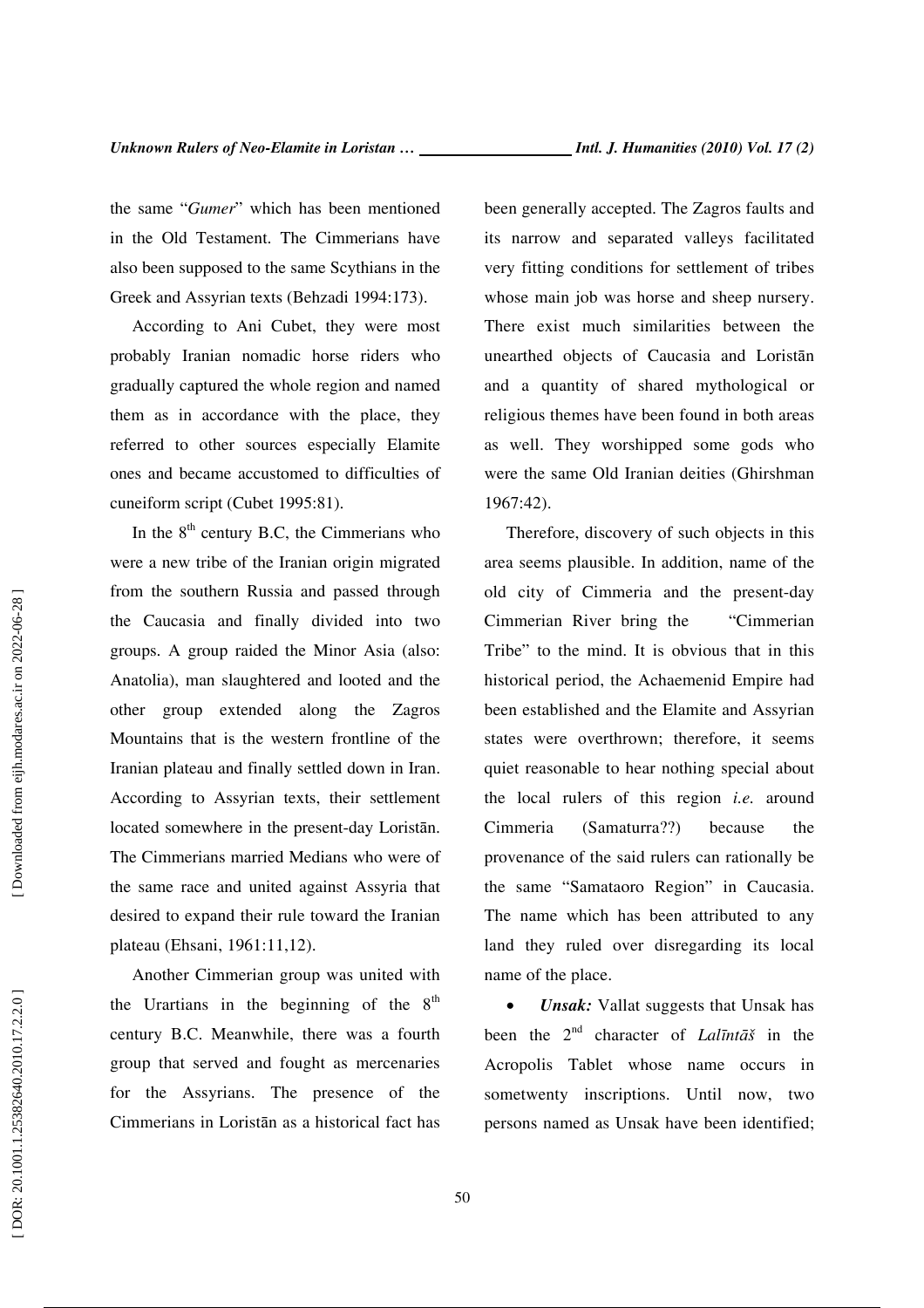the same "*Gumer*" which has been mentioned in the Old Testament. The Cimmerians have also been supposed to the same Scythians in the Greek and Assyrian texts (Behzadi 1994:173).

According to Ani Cubet, they were most probably Iranian nomadic horse riders who gradually captured the whole region and named them as in accordance with the place, they referred to other sources especially Elamite ones and became accustomed to difficulties of cuneiform script (Cubet 1995:81).

In the 8th century B.C, the Cimmerians who were a new tribe of the Iranian origin migrated from the southern Russia and passed through the Caucasia and finally divided into two groups. A group raided the Minor Asia (also: Anatolia), man slaughtered and looted and the other group extended along the Zagros Mountains that is the western frontline of the Iranian plateau and finally settled down in Iran. According to Assyrian texts, their settlement located somewhere in the present-day Loristān. The Cimmerians married Medians who were of the same race and united against Assyria that desired to expand their rule toward the Iranian plateau (Ehsani, 1961:11,12).

Another Cimmerian group was united with the Urartians in the beginning of the 8th century B.C. Meanwhile, there was a fourth group that served and fought as mercenaries for the Assyrians. The presence of the Cimmerians in Loristān as a historical fact has been generally accepted. The Zagros faults and its narrow and separated valleys facilitated very fitting conditions for settlement of tribes whose main job was horse and sheep nursery. There exist much similarities between the unearthed objects of Caucasia and Loristān and a quantity of shared mythological or religious themes have been found in both areas as well. They worshipped some gods who were the same Old Iranian deities (Ghirshman 1967:42).

Therefore, discovery of such objects in this area seems plausible. In addition, name of the old city of Cimmeria and the present-day Cimmerian River bring the "Cimmerian Tribe" to the mind. It is obvious that in this historical period, the Achaemenid Empire had been established and the Elamite and Assyrian states were overthrown; therefore, it seems quiet reasonable to hear nothing special about the local rulers of this region *i.e.* around Cimmeria (Samaturra??) because the provenance of the said rulers can rationally be the same "Samataoro Region" in Caucasia. The name which has been attributed to any land they ruled over disregarding its local name of the place.

- ***Unsak:*** Vallat suggests that Unsak has been the 2nd character of *Lalīntāš* in the Acropolis Tablet whose name occurs in sometwenty inscriptions. Until now, two persons named as Unsak have been identified;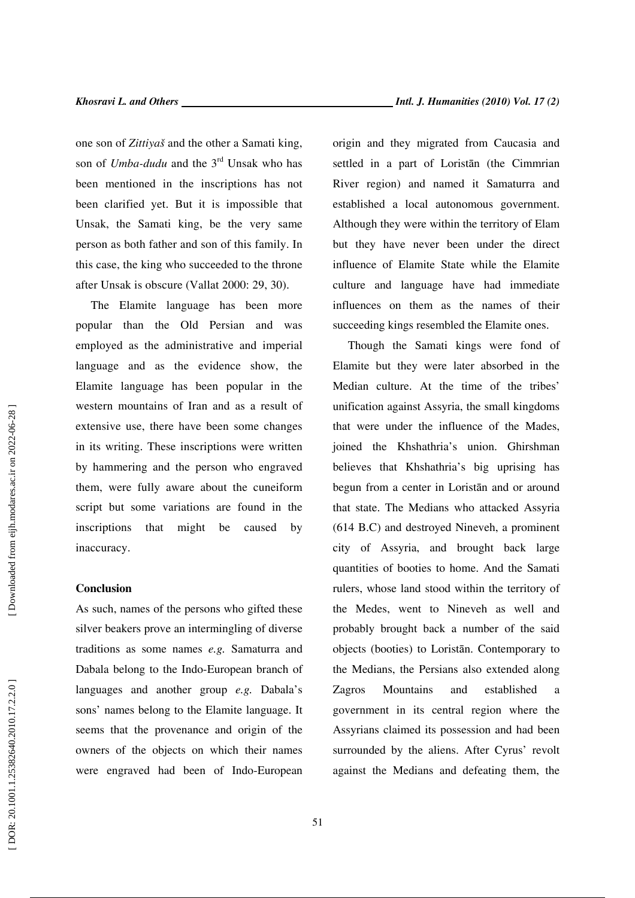one son of *Zittiyaš* and the other a Samati king, son of *Umba-dudu* and the 3rd Unsak who has been mentioned in the inscriptions has not been clarified yet. But it is impossible that Unsak, the Samati king, be the very same person as both father and son of this family. In this case, the king who succeeded to the throne after Unsak is obscure (Vallat 2000: 29, 30).

The Elamite language has been more popular than the Old Persian and was employed as the administrative and imperial language and as the evidence show, the Elamite language has been popular in the western mountains of Iran and as a result of extensive use, there have been some changes in its writing. These inscriptions were written by hammering and the person who engraved them, were fully aware about the cuneiform script but some variations are found in the inscriptions that might be caused by inaccuracy.

**Conclusion**

As such, names of the persons who gifted these silver beakers prove an intermingling of diverse traditions as some names *e.g.* Samaturra and Dabala belong to the Indo-European branch of languages and another group *e.g.* Dabala's sons' names belong to the Elamite language. It seems that the provenance and origin of the owners of the objects on which their names were engraved had been of Indo-European origin and they migrated from Caucasia and settled in a part of Loristān (the Cimmrian River region) and named it Samaturra and established a local autonomous government. Although they were within the territory of Elam but they have never been under the direct influence of Elamite State while the Elamite culture and language have had immediate influences on them as the names of their succeeding kings resembled the Elamite ones.

Though the Samati kings were fond of Elamite but they were later absorbed in the Median culture. At the time of the tribes' unification against Assyria, the small kingdoms that were under the influence of the Mades, joined the Khshathria's union. Ghirshman believes that Khshathria's big uprising has begun from a center in Loristān and or around that state. The Medians who attacked Assyria (614 B.C) and destroyed Nineveh, a prominent city of Assyria, and brought back large quantities of booties to home. And the Samati rulers, whose land stood within the territory of the Medes, went to Nineveh as well and probably brought back a number of the said objects (booties) to Loristān. Contemporary to the Medians, the Persians also extended along Zagros Mountains and established a government in its central region where the Assyrians claimed its possession and had been surrounded by the aliens. After Cyrus' revolt against the Medians and defeating them, the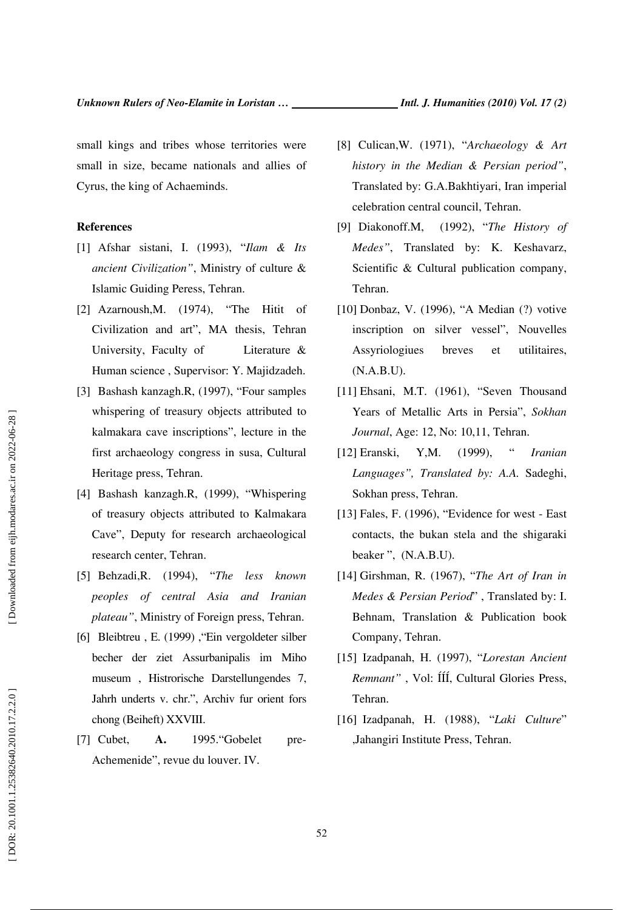small kings and tribes whose territories were small in size, became nationals and allies of Cyrus, the king of Achaeminds.

**References**

[1] Afshar sistani, I. (1993), "*Ilam & Its ancient Civilization"*, Ministry of culture & Islamic Guiding Peress, Tehran.

[2] Azarnoush,M. (1974), "The Hitit of Civilization and art", MA thesis, Tehran University, Faculty of Literature & Human science , Supervisor: Y. Majidzadeh.

[3] Bashash kanzagh.R, (1997), "Four samples whispering of treasury objects attributed to kalmakara cave inscriptions", lecture in the first archaeology congress in susa, Cultural Heritage press, Tehran.

[4] Bashash kanzagh.R, (1999), "Whispering of treasury objects attributed to Kalmakara Cave", Deputy for research archaeological research center, Tehran.

[5] Behzadi,R. (1994), "*The less known peoples of central Asia and Iranian plateau"*, Ministry of Foreign press, Tehran.

[6] Bleibtreu , E. (1999) ,"Ein vergoldeter silber becher der ziet Assurbanipalis im Miho museum , Histrorische Darstellungendes 7, Jahrh underts v. chr.", Archiv fur orient fors chong (Beiheft) XXVIII.

[7] Cubet, **A.** 1995."Gobelet pre-Achemenide", revue du louver. IV.

[8] Culican,W. (1971), "*Archaeology & Art history in the Median & Persian period"*, Translated by: G.A.Bakhtiyari, Iran imperial celebration central council, Tehran.

[9] Diakonoff.M, (1992), "*The History of Medes"*, Translated by: K. Keshavarz, Scientific & Cultural publication company, Tehran.

[10] Donbaz, V. (1996), "A Median (?) votive inscription on silver vessel", Nouvelles Assyriologiues breves et utilitaires, (N.A.B.U).

[11] Ehsani, M.T. (1961), "Seven Thousand Years of Metallic Arts in Persia", *Sokhan Journal*, Age: 12, No: 10,11, Tehran.

[12] Eranski, Y,M. (1999), " *Iranian Languages", Translated by: A.A.* Sadeghi, Sokhan press, Tehran.

[13] Fales, F. (1996), "Evidence for west - East contacts, the bukan stela and the shigaraki beaker ", (N.A.B.U).

[14] Girshman, R. (1967), "*The Art of Iran in Medes & Persian Period*" , Translated by: I. Behnam, Translation & Publication book Company, Tehran.

[15] Izadpanah, H. (1997), "*Lorestan Ancient Remnant"* , Vol: ÍÍÍ, Cultural Glories Press, Tehran.

[16] Izadpanah, H. (1988), "*Laki Culture*" ,Jahangiri Institute Press, Tehran.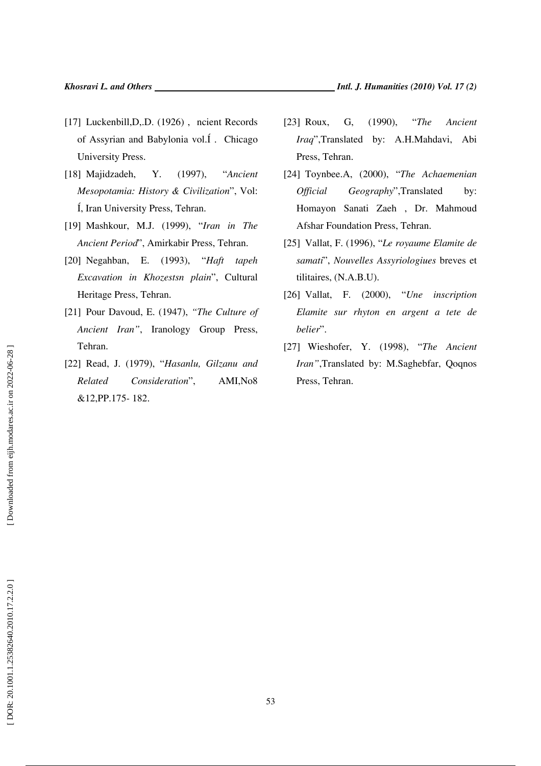[17] Luckenbill,D,.D. (1926) , ncient Records of Assyrian and Babylonia vol.Í . Chicago University Press.

[18] Majidzadeh, Y. (1997), "*Ancient Mesopotamia: History & Civilization*", Vol: Í, Iran University Press, Tehran.

[19] Mashkour, M.J. (1999), "*Iran in The Ancient Period*", Amirkabir Press, Tehran.

[20] Negahban, E. (1993), "*Haft tapeh Excavation in Khozestsn plain*", Cultural Heritage Press, Tehran.

[21] Pour Davoud, E. (1947), *"The Culture of Ancient Iran"*, Iranology Group Press, Tehran.

[22] Read, J. (1979), "*Hasanlu, Gilzanu and Related Consideration*", AMI,No8 &12,PP.175- 182.

[23] Roux, G, (1990), "*The Ancient Iraq*",Translated by: A.H.Mahdavi, Abi Press, Tehran.

[24] Toynbee.A, (2000), "*The Achaemenian Official Geography*",Translated by: Homayon Sanati Zaeh , Dr. Mahmoud Afshar Foundation Press, Tehran.

[25] Vallat, F. (1996), "*Le royaume Elamite de samati*", *Nouvelles Assyriologiues* breves et tilitaires, (N.A.B.U).

[26] Vallat, F. (2000), "*Une inscription Elamite sur rhyton en argent a tete de belier*".

[27] Wieshofer, Y. (1998), "*The Ancient Iran"*,Translated by: M.Saghebfar, Qoqnos Press, Tehran.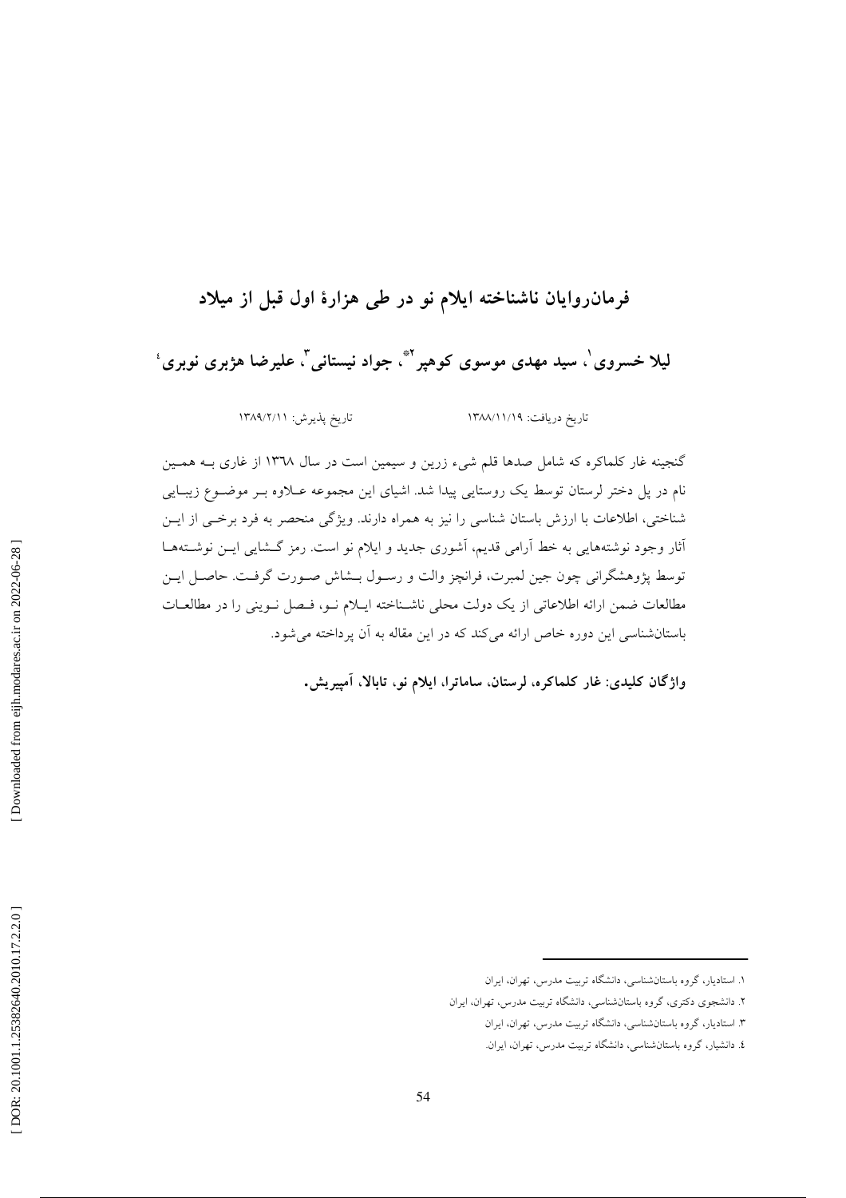# فرمان‌روایان ناشناخته ایلام نو در طی هزارهٔ اول قبل از میلاد

**لیلا خسروی[۱]، سید مهدی موسوی کوهپر[۲]*، جواد نیستانی[۳]، علیرضا هژبری نوبری[۴]**

تاریخ دریافت: ۱۳۸۸/۱۱/۱۹ تاریخ پذیرش: ۱۳۸۹/۲/۱۱

گنجینه غار کلماکره که شامل صدها قلم شیء زرین و سیمین است در سال ۱۳۶۸ از غاری بــه همــین نام در پل دختر لرستان توسط یک روستایی پیدا شد. اشیای این مجموعه عــلاوه بــر موضــوع زیبــایی شناختی، اطلاعات با ارزش باستان شناسی را نیز به همراه دارند. ویژگی منحصر به فرد برخــی از ایــن آثار وجود نوشته‌هایی به خط آرامی قدیم، آشوری جدید و ایلام نو است. رمز گــشایی ایــن نوشــته‌هــا توسط پژوهشگرانی چون جین لمبرت، فرانچز والت و رســول بــشاش صــورت گرفــت. حاصــل ایــن مطالعات ضمن ارائه اطلاعاتی از یک دولت محلی ناشــناخته ایــلام نــو، فــصل نــوینی را در مطالعــات باستان‌شناسی این دوره خاص ارائه می‌کند که در این مقاله به آن پرداخته می‌شود.

**واژگان کلیدی: غار کلماکره، لرستان، ساماترا، ایلام نو، تابالا، آمپیریش.**

---

۱. استادیار، گروه باستان‌شناسی، دانشگاه تربیت مدرس، تهران، ایران

۲. دانشجوی دکتری، گروه باستان‌شناسی، دانشگاه تربیت مدرس، تهران، ایران

۳. استادیار، گروه باستان‌شناسی، دانشگاه تربیت مدرس، تهران، ایران

۴. دانشیار، گروه باستان‌شناسی، دانشگاه تربیت مدرس، تهران، ایران.